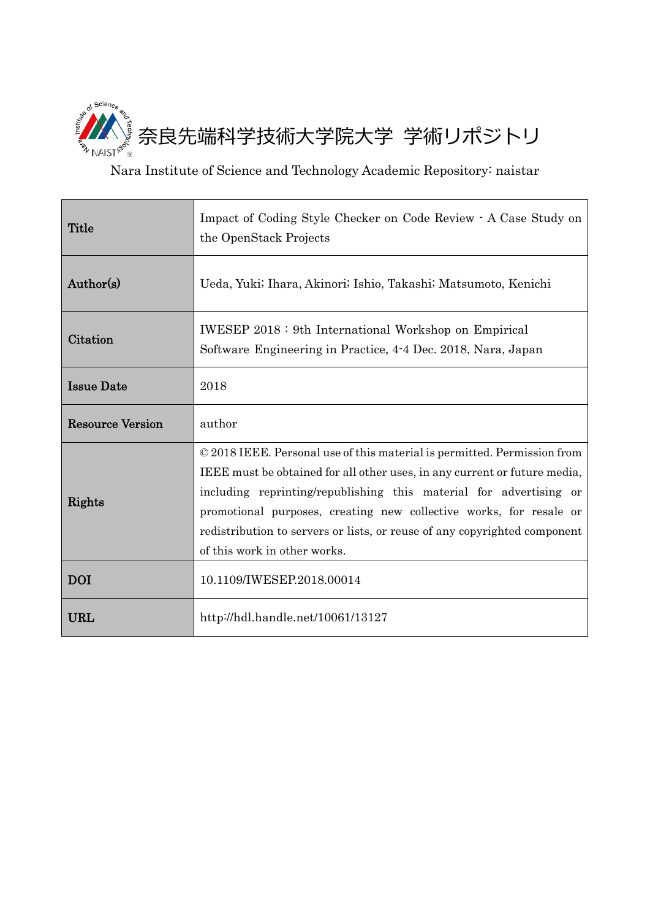奈良先端科学技術大学院大学 学術リポジトリ

Nara Institute of Science and Technology Academic Repository: naistar

| | |
|---|---|
| **Title** | Impact of Coding Style Checker on Code Review - A Case Study on the OpenStack Projects |
| **Author(s)** | Ueda, Yuki; Ihara, Akinori; Ishio, Takashi; Matsumoto, Kenichi |
| **Citation** | IWESEP 2018 : 9th International Workshop on Empirical Software Engineering in Practice, 4-4 Dec. 2018, Nara, Japan |
| **Issue Date** | 2018 |
| **Resource Version** | author |
| **Rights** | © 2018 IEEE. Personal use of this material is permitted. Permission from IEEE must be obtained for all other uses, in any current or future media, including reprinting/republishing this material for advertising or promotional purposes, creating new collective works, for resale or redistribution to servers or lists, or reuse of any copyrighted component of this work in other works. |
| **DOI** | 10.1109/IWESEP.2018.00014 |
| **URL** | http://hdl.handle.net/10061/13127 |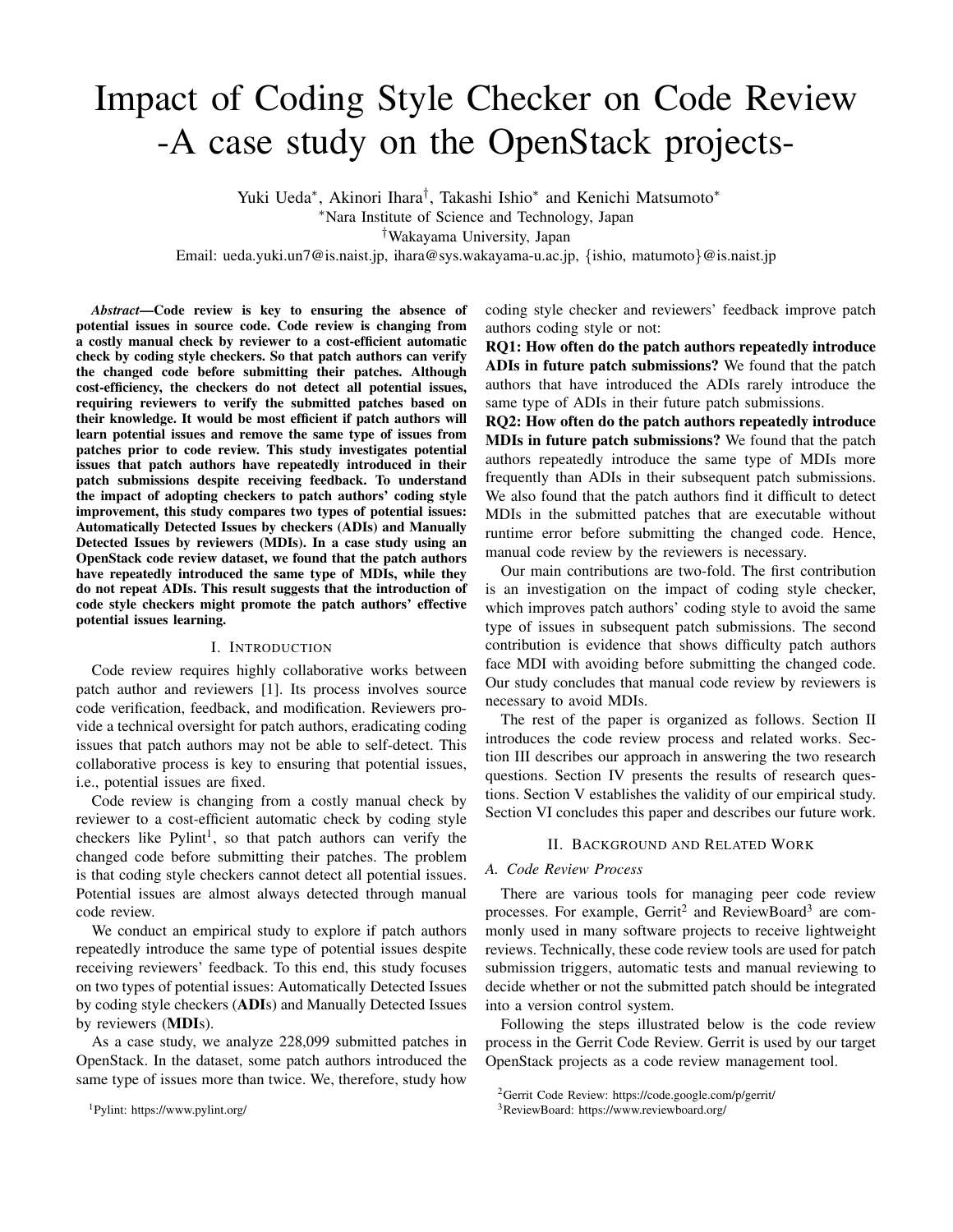# Impact of Coding Style Checker on Code Review -A case study on the OpenStack projects-

Yuki Ueda*, Akinori Ihara†, Takashi Ishio* and Kenichi Matsumoto*

*Nara Institute of Science and Technology, Japan

†Wakayama University, Japan

Email: ueda.yuki.un7@is.naist.jp, ihara@sys.wakayama-u.ac.jp, {ishio, matumoto}@is.naist.jp

***Abstract*—Code review is key to ensuring the absence of potential issues in source code. Code review is changing from a costly manual check by reviewer to a cost-efficient automatic check by coding style checkers. So that patch authors can verify the changed code before submitting the patches. Although cost-efficiency, the checkers do not detect all potential issues, requiring reviewers to verify the submitted patches based on their knowledge. It would be most efficient if patch authors will learn potential issues and remove the same type of issues from patches prior to code review. This study investigates potential issues that patch authors have repeatedly introduced in their patch submissions despite receiving feedback. To understand the impact of adopting checkers to patch authors' coding style improvement, this study compares two types of potential issues: Automatically Detected Issues by checkers (ADIs) and Manually Detected Issues by reviewers (MDIs). In a case study using an OpenStack code review dataset, we found that the patch authors have repeatedly introduced the same type of MDIs, while they do not repeat ADIs. This result suggests that the introduction of code style checkers might promote the patch authors' effective potential issues learning.**

## I. Introduction

Code review requires highly collaborative works between patch author and reviewers [1]. Its process involves source code verification, feedback, and modification. Reviewers provide a technical oversight for patch authors, eradicating coding issues that patch authors may not be able to self-detect. This collaborative process is key to ensuring that potential issues, i.e., potential issues are fixed.

Code review is changing from a costly manual check by reviewer to a cost-efficient automatic check by coding style checkers like Pylint[1], so that patch authors can verify the changed code before submitting their patches. The problem is that coding style checkers cannot detect all potential issues. Potential issues are almost always detected through manual code review.

We conduct an empirical study to explore if patch authors repeatedly introduce the same type of potential issues despite receiving reviewers' feedback. To this end, this study focuses on two types of potential issues: Automatically Detected Issues by coding style checkers (**ADI**s) and Manually Detected Issues by reviewers (**MDI**s).

As a case study, we analyze 228,099 submitted patches in OpenStack. In the dataset, some patch authors introduced the same type of issues more than twice. We, therefore, study how coding style checker and reviewers' feedback improve patch authors coding style or not:

**RQ1: How often do the patch authors repeatedly introduce ADIs in future patch submissions?** We found that the patch authors that have introduced the ADIs rarely introduce the same type of ADIs in their future patch submissions.

**RQ2: How often do the patch authors repeatedly introduce MDIs in future patch submissions?** We found that the patch authors repeatedly introduce the same type of MDIs more frequently than ADIs in their subsequent patch submissions. We also found that the patch authors find it difficult to detect MDIs in the submitted patches that are executable without runtime error before submitting the changed code. Hence, manual code review by the reviewers is necessary.

Our main contributions are two-fold. The first contribution is an investigation on the impact of coding style checker, which improves patch authors' coding style to avoid the same type of issues in subsequent patch submissions. The second contribution is evidence that shows difficulty patch authors face MDI with avoiding before submitting the changed code. Our study concludes that manual code review by reviewers is necessary to avoid MDIs.

The rest of the paper is organized as follows. Section II introduces the code review process and related works. Section III describes our approach in answering the two research questions. Section IV presents the results of research questions. Section V establishes the validity of our empirical study. Section VI concludes this paper and describes our future work.

## II. Background and Related Work

### A. Code Review Process

There are various tools for managing peer code review processes. For example, Gerrit[2] and ReviewBoard[3] are commonly used in many software projects to receive lightweight reviews. Technically, these code review tools are used for patch submission triggers, automatic tests and manual reviewing to decide whether or not the submitted patch should be integrated into a version control system.

Following the steps illustrated below is the code review process in the Gerrit Code Review. Gerrit is used by our target OpenStack projects as a code review management tool.

[1]Pylint: https://www.pylint.org/

[2]Gerrit Code Review: https://code.google.com/p/gerrit/

[3]ReviewBoard: https://www.reviewboard.org/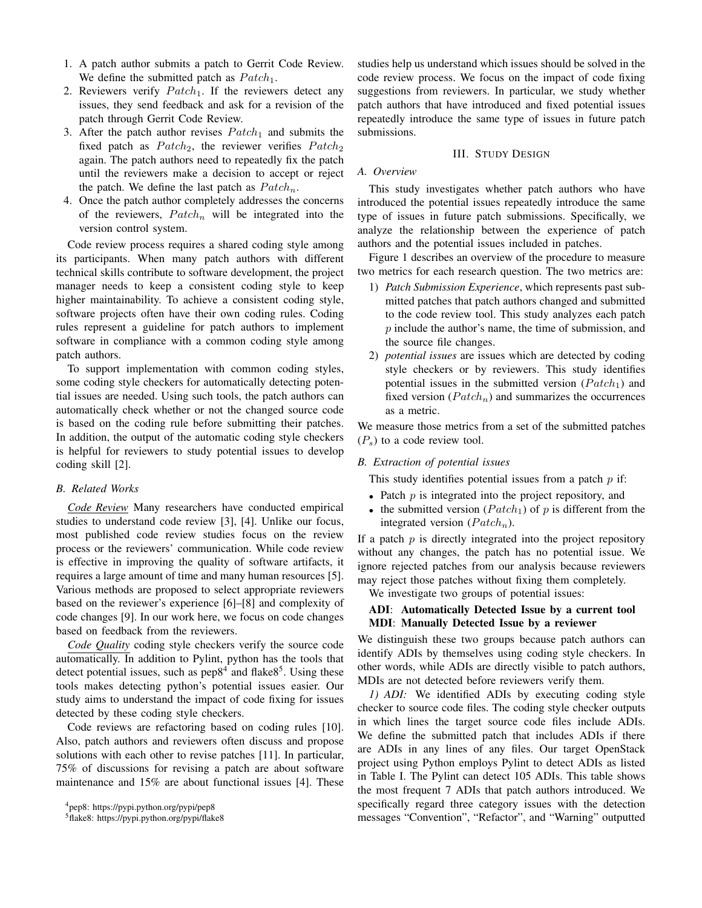1. A patch author submits a patch to Gerrit Code Review. We define the submitted patch as $Patch_1$.
2. Reviewers verify $Patch_1$. If the reviewers detect any issues, they send feedback and ask for a revision of the patch through Gerrit Code Review.
3. After the patch author revises $Patch_1$ and submits the fixed patch as $Patch_2$, the reviewer verifies $Patch_2$ again. The patch authors need to repeatedly fix the patch until the reviewers make a decision to accept or reject the patch. We define the last patch as $Patch_n$.
4. Once the patch author completely addresses the concerns of the reviewers, $Patch_n$ will be integrated into the version control system.

Code review process requires a shared coding style among its participants. When many patch authors with different technical skills contribute to software development, the project manager needs to keep a consistent coding style to keep higher maintainability. To achieve a consistent coding style, software projects often have their own coding rules. Coding rules represent a guideline for patch authors to implement software in compliance with a common coding style among patch authors.

To support implementation with common coding styles, some coding style checkers for automatically detecting potential issues are needed. Using such tools, the patch authors can automatically check whether or not the changed source code is based on the coding rule before submitting their patches. In addition, the output of the automatic coding style checkers is helpful for reviewers to study potential issues to develop coding skill [2].

### B. Related Works

__Code Review__ Many researchers have conducted empirical studies to understand code review [3], [4]. Unlike our focus, most published code review studies focus on the review process or the reviewers' communication. While code review is effective in improving the quality of software artifacts, it requires a large amount of time and many human resources [5]. Various methods are proposed to select appropriate reviewers based on the reviewer's experience [6]–[8] and complexity of code changes [9]. In our work here, we focus on code changes based on feedback from the reviewers.

__Code Quality__ coding style checkers verify the source code automatically. In addition to Pylint, python has the tools that detect potential issues, such as pep8[4] and flake8[5]. Using these tools makes detecting python's potential issues easier. Our study aims to understand the impact of code fixing for issues detected by these coding style checkers.

Code reviews are refactoring based on coding rules [10]. Also, patch authors and reviewers often discuss and propose solutions with each other to revise patches [11]. In particular, 75% of discussions for revising a patch are about software maintenance and 15% are about functional issues [4]. These studies help us understand which issues should be solved in the code review process. We focus on the impact of code fixing suggestions from reviewers. In particular, we study whether patch authors that have introduced and fixed potential issues repeatedly introduce the same type of issues in future patch submissions.

[4]pep8: https://pypi.python.org/pypi/pep8

[5]flake8: https://pypi.python.org/pypi/flake8

## III. Study Design

### A. Overview

This study investigates whether patch authors who have introduced the potential issues repeatedly introduce the same type of issues in future patch submissions. Specifically, we analyze the relationship between the experience of patch authors and the potential issues included in patches.

Figure 1 describes an overview of the procedure to measure two metrics for each research question. The two metrics are:

1) *Patch Submission Experience*, which represents past submitted patches that patch authors changed and submitted to the code review tool. This study analyzes each patch $p$ include the author's name, the time of submission, and the source file changes.
2) *potential issues* are issues which are detected by coding style checkers or by reviewers. This study identifies potential issues in the submitted version ($Patch_1$) and fixed version ($Patch_n$) and summarizes the occurrences as a metric.

We measure those metrics from a set of the submitted patches ($P_s$) to a code review tool.

### B. Extraction of potential issues

This study identifies potential issues from a patch $p$ if:

- Patch $p$ is integrated into the project repository, and
- the submitted version ($Patch_1$) of $p$ is different from the integrated version ($Patch_n$).

If a patch $p$ is directly integrated into the project repository without any changes, the patch has no potential issue. We ignore rejected patches from our analysis because reviewers may reject those patches without fixing them completely.

We investigate two groups of potential issues:

**ADI**: **Automatically Detected Issue by a current tool**
**MDI**: **Manually Detected Issue by a reviewer**

We distinguish these two groups because patch authors can identify ADIs by themselves using coding style checkers. In other words, while ADIs are directly visible to patch authors, MDIs are not detected before reviewers verify them.

*1) ADI:* We identified ADIs by executing coding style checker to source code files. The coding style checker outputs in which lines the target source code files include ADIs. We define the submitted patch that includes ADIs if there are ADIs in any lines of any files. Our target OpenStack project using Python employs Pylint to detect ADIs as listed in Table I. The Pylint can detect 105 ADIs. This table shows the most frequent 7 ADIs that patch authors introduced. We specifically regard three category issues with the detection messages "Convention", "Refactor", and "Warning" outputted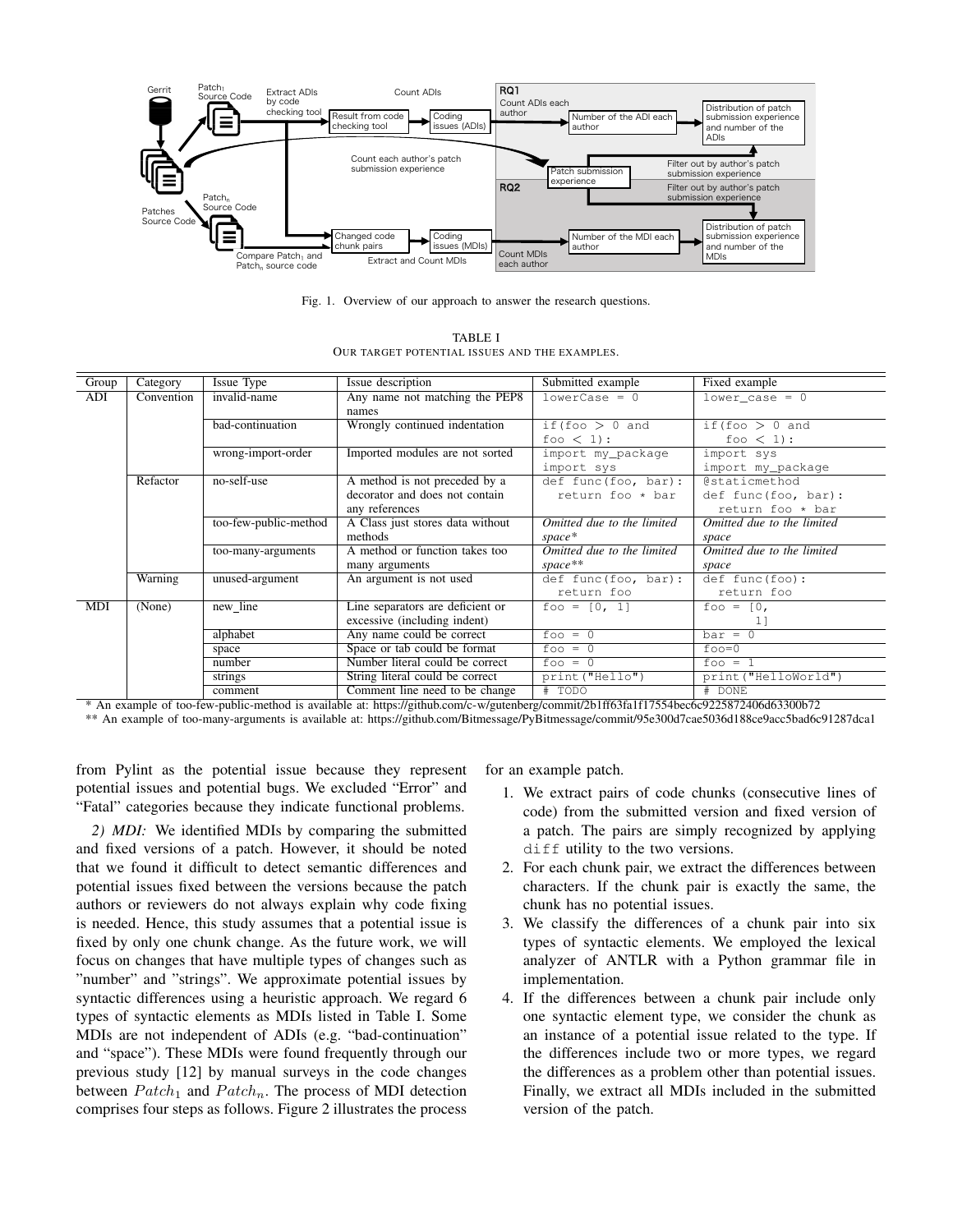Fig. 1. Overview of our approach to answer the research questions.

TABLE I
OUR TARGET POTENTIAL ISSUES AND THE EXAMPLES.

| Group | Category | Issue Type | Issue description | Submitted example | Fixed example |
|---|---|---|---|---|---|
| ADI | Convention | invalid-name | Any name not matching the PEP8 names | `lowerCase = 0` | `lower_case = 0` |
| | | bad-continuation | Wrongly continued indentation | `if(foo > 0 and foo < 1):` | `if(foo > 0 and foo < 1):` |
| | | wrong-import-order | Imported modules are not sorted | `import my_package import sys` | `import sys import my_package` |
| | Refactor | no-self-use | A method is not preceded by a decorator and does not contain any references | `def func(foo, bar): return foo * bar` | `@staticmethod def func(foo, bar): return foo * bar` |
| | | too-few-public-method | A Class just stores data without methods | *Omitted due to the limited space** | *Omitted due to the limited space* |
| | | too-many-arguments | A method or function takes too many arguments | *Omitted due to the limited space*** | *Omitted due to the limited space* |
| | Warning | unused-argument | An argument is not used | `def func(foo, bar): return foo` | `def func(foo): return foo` |
| MDI | (None) | new_line | Line separators are deficient or excessive (including indent) | `foo = [0, 1]` | `foo = [0, 1]` |
| | | alphabet | Any name could be correct | `foo = 0` | `bar = 0` |
| | | space | Space or tab could be format | `foo = 0` | `foo=0` |
| | | number | Number literal could be correct | `foo = 0` | `foo = 1` |
| | | strings | String literal could be correct | `print("Hello")` | `print("HelloWorld")` |
| | | comment | Comment line need to be change | `# TODO` | `# DONE` |

\* An example of too-few-public-method is available at: https://github.com/c-w/gutenberg/commit/2b1ff63fa1f17554bec6c9225872406d63300b72

\*\* An example of too-many-arguments is available at: https://github.com/Bitmessage/PyBitmessage/commit/95e300d7cae5036d188ce9acc5bad6c91287dca1

from Pylint as the potential issue because they represent potential issues and potential bugs. We excluded "Error" and "Fatal" categories because they indicate functional problems.

*2) MDI:* We identified MDIs by comparing the submitted and fixed versions of a patch. However, it should be noted that we found it difficult to detect semantic differences and potential issues fixed between the versions because the patch authors or reviewers do not always explain why code fixing is needed. Hence, this study assumes that a potential issue is fixed by only one chunk change. As the future work, we will focus on changes that have multiple types of changes such as "number" and "strings". We approximate potential issues by syntactic differences using a heuristic approach. We regard 6 types of syntactic elements as MDIs listed in Table I. Some MDIs are not independent of ADIs (e.g. "bad-continuation" and "space"). These MDIs were found frequently through our previous study [12] by manual surveys in the code changes between $Patch_1$ and $Patch_n$. The process of MDI detection comprises four steps as follows. Figure 2 illustrates the process for an example patch.

1. We extract pairs of code chunks (consecutive lines of code) from the submitted version and fixed version of a patch. The pairs are simply recognized by applying `diff` utility to the two versions.
2. For each chunk pair, we extract the differences between characters. If the chunk pair is exactly the same, the chunk has no potential issues.
3. We classify the differences of a chunk pair into six types of syntactic elements. We employed the lexical analyzer of ANTLR with a Python grammar file in implementation.
4. If the differences between a chunk pair include only one syntactic element type, we consider the chunk as an instance of a potential issue related to the type. If the differences include two or more types, we regard the differences as a problem other than potential issues. Finally, we extract all MDIs included in the submitted version of the patch.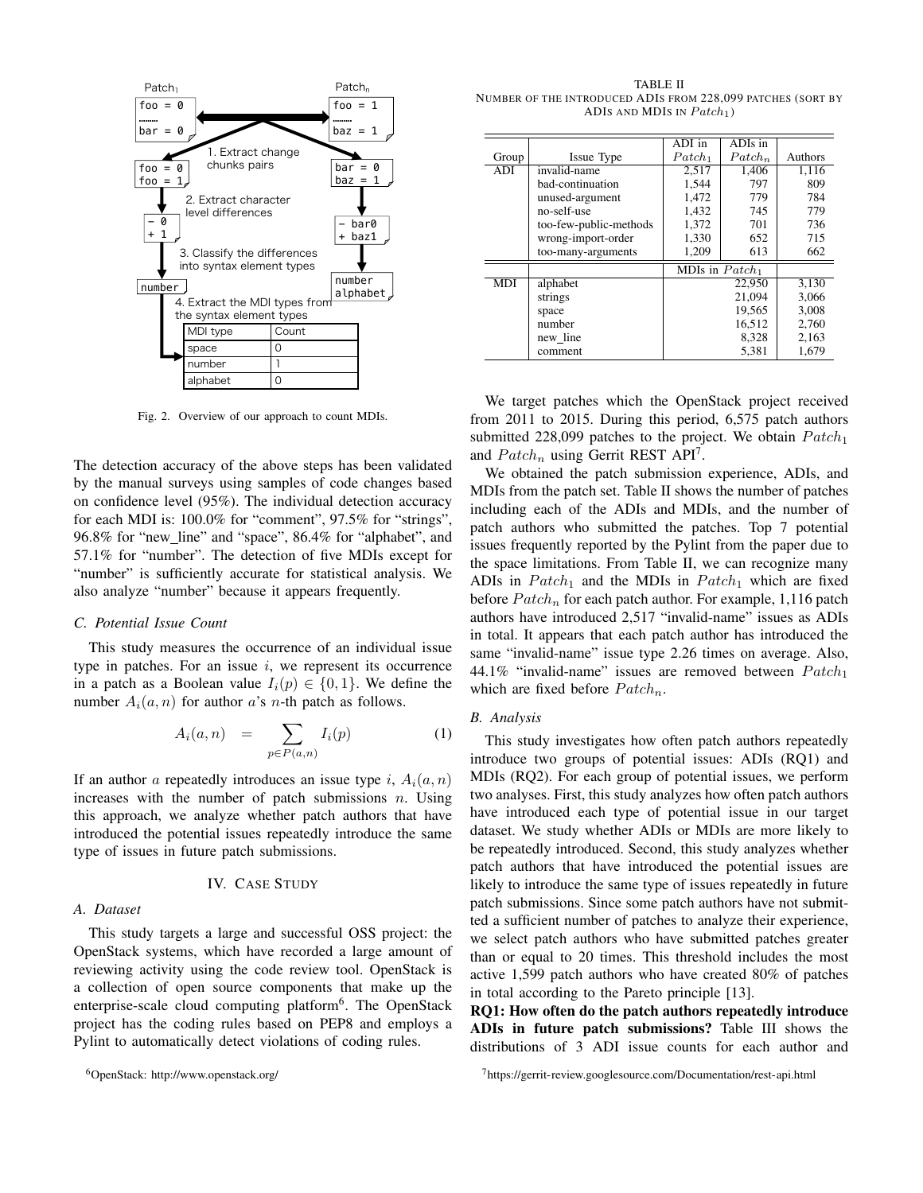Fig. 2. Overview of our approach to count MDIs.

The detection accuracy of the above steps has been validated by the manual surveys using samples of code changes based on confidence level (95%). The individual detection accuracy for each MDI is: 100.0% for "comment", 97.5% for "strings", 96.8% for "new_line" and "space", 86.4% for "alphabet", and 57.1% for "number". The detection of five MDIs except for "number" is sufficiently accurate for statistical analysis. We also analyze "number" because it appears frequently.

### C. Potential Issue Count

This study measures the occurrence of an individual issue type in patches. For an issue $i$, we represent its occurrence in a patch as a Boolean value $I_i(p) \in \{0, 1\}$. We define the number $A_i(a, n)$ for author $a$'s $n$-th patch as follows.

$$A_i(a, n) \;=\; \sum_{p \in P(a,n)} I_i(p) \tag{1}$$

If an author $a$ repeatedly introduces an issue type $i$, $A_i(a, n)$ increases with the number of patch submissions $n$. Using this approach, we analyze whether patch authors that have introduced the potential issues repeatedly introduce the same type of issues in future patch submissions.

## IV. Case Study

### A. Dataset

This study targets a large and successful OSS project: the OpenStack systems, which have recorded a large amount of reviewing activity using the code review tool. OpenStack is a collection of open source components that make up the enterprise-scale cloud computing platform[6]. The OpenStack project has the coding rules based on PEP8 and employs a Pylint to automatically detect violations of coding rules.

[6]OpenStack: http://www.openstack.org/

TABLE II
Number of the introduced ADIs from 228,099 patches (sort by ADIs and MDIs in $Patch_1$)

| Group | Issue Type | ADI in $Patch_1$ | ADIs in $Patch_n$ | Authors |
|---|---|---|---|---|
| ADI | invalid-name | 2,517 | 1,406 | 1,116 |
| | bad-continuation | 1,544 | 797 | 809 |
| | unused-argument | 1,472 | 779 | 784 |
| | no-self-use | 1,432 | 745 | 779 |
| | too-few-public-methods | 1,372 | 701 | 736 |
| | wrong-import-order | 1,330 | 652 | 715 |
| | too-many-arguments | 1,209 | 613 | 662 |
| | | MDIs in $Patch_1$ | | |
| MDI | alphabet | 22,950 | | 3,130 |
| | strings | 21,094 | | 3,066 |
| | space | 19,565 | | 3,008 |
| | number | 16,512 | | 2,760 |
| | new_line | 8,328 | | 2,163 |
| | comment | 5,381 | | 1,679 |

We target patches which the OpenStack project received from 2011 to 2015. During this period, 6,575 patch authors submitted 228,099 patches to the project. We obtain $Patch_1$ and $Patch_n$ using Gerrit REST API[7].

We obtained the patch submission experience, ADIs, and MDIs from the patch set. Table II shows the number of patches including each of the ADIs and MDIs, and the number of patch authors who submitted the patches. Top 7 potential issues frequently reported by the Pylint from the paper due to the space limitations. From Table II, we can recognize many ADIs in $Patch_1$ and the MDIs in $Patch_1$ which are fixed before $Patch_n$ for each patch author. For example, 1,116 patch authors have introduced 2,517 "invalid-name" issues as ADIs in total. It appears that each patch author has introduced the same "invalid-name" issue type 2.26 times on average. Also, 44.1% "invalid-name" issues are removed between $Patch_1$ which are fixed before $Patch_n$.

### B. Analysis

This study investigates how often patch authors repeatedly introduce two groups of potential issues: ADIs (RQ1) and MDIs (RQ2). For each group of potential issues, we perform two analyses. First, this study analyzes how often patch authors have introduced each type of potential issue in our target dataset. We study whether ADIs or MDIs are more likely to be repeatedly introduced. Second, this study analyzes whether patch authors that have introduced the potential issues are likely to introduce the same type of issues repeatedly in future patch submissions. Since some patch authors have not submitted a sufficient number of patches to analyze their experience, we select patch authors who have submitted patches greater than or equal to 20 times. This threshold includes the most active 1,599 patch authors who have created 80% of patches in total according to the Pareto principle [13].

**RQ1: How often do the patch authors repeatedly introduce ADIs in future patch submissions?** Table III shows the distributions of 3 ADI issue counts for each author and

[7]https://gerrit-review.googlesource.com/Documentation/rest-api.html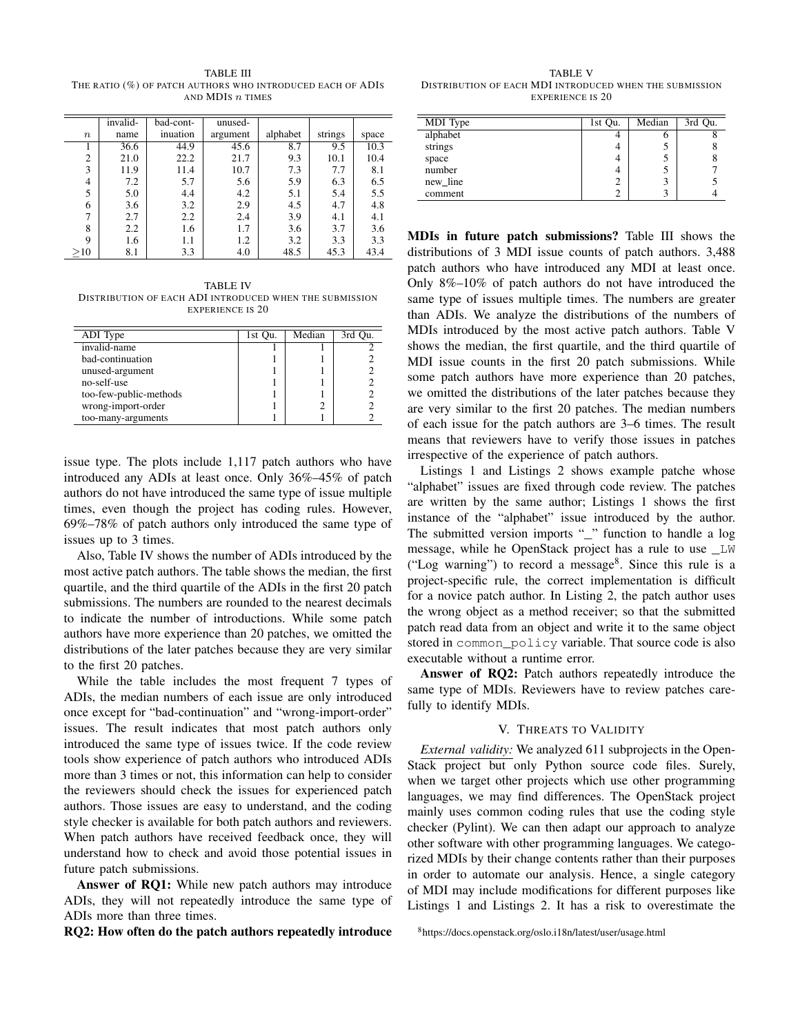TABLE III
THE RATIO (%) OF PATCH AUTHORS WHO INTRODUCED EACH OF ADIS AND MDIS $n$ TIMES

| $n$ | invalid-name | bad-continuation | unused-argument | alphabet | strings | space |
|---|---|---|---|---|---|---|
| 1 | 36.6 | 44.9 | 45.6 | 8.7 | 9.5 | 10.3 |
| 2 | 21.0 | 22.2 | 21.7 | 9.3 | 10.1 | 10.4 |
| 3 | 11.9 | 11.4 | 10.7 | 7.3 | 7.7 | 8.1 |
| 4 | 7.2 | 5.7 | 5.6 | 5.9 | 6.3 | 6.5 |
| 5 | 5.0 | 4.4 | 4.2 | 5.1 | 5.4 | 5.5 |
| 6 | 3.6 | 3.2 | 2.9 | 4.5 | 4.7 | 4.8 |
| 7 | 2.7 | 2.2 | 2.4 | 3.9 | 4.1 | 4.1 |
| 8 | 2.2 | 1.6 | 1.7 | 3.6 | 3.7 | 3.6 |
| 9 | 1.6 | 1.1 | 1.2 | 3.2 | 3.3 | 3.3 |
| ≥10 | 8.1 | 3.3 | 4.0 | 48.5 | 45.3 | 43.4 |

TABLE IV
DISTRIBUTION OF EACH ADI INTRODUCED WHEN THE SUBMISSION EXPERIENCE IS 20

| ADI Type | 1st Qu. | Median | 3rd Qu. |
|---|---|---|---|
| invalid-name | 1 | 1 | 2 |
| bad-continuation | 1 | 1 | 2 |
| unused-argument | 1 | 1 | 2 |
| no-self-use | 1 | 1 | 2 |
| too-few-public-methods | 1 | 1 | 2 |
| wrong-import-order | 1 | 2 | 2 |
| too-many-arguments | 1 | 1 | 2 |

issue type. The plots include 1,117 patch authors who have introduced any ADIs at least once. Only 36%–45% of patch authors do not have introduced the same type of issue multiple times, even though the project has coding rules. However, 69%–78% of patch authors only introduced the same type of issues up to 3 times.

Also, Table IV shows the number of ADIs introduced by the most active patch authors. The table shows the median, the first quartile, and the third quartile of the ADIs in the first 20 patch submissions. The numbers are rounded to the nearest decimals to indicate the number of introductions. While some patch authors have more experience than 20 patches, we omitted the distributions of the later patches because they are very similar to the first 20 patches.

While the table includes the most frequent 7 types of ADIs, the median numbers of each issue are only introduced once except for "bad-continuation" and "wrong-import-order" issues. The result indicates that most patch authors only introduced the same type of issues twice. If the code review tools show experience of patch authors who introduced ADIs more than 3 times or not, this information can help to consider the reviewers should check the issues for experienced patch authors. Those issues are easy to understand, and the coding style checker is available for both patch authors and reviewers. When patch authors have received feedback once, they will understand how to check and avoid those potential issues in future patch submissions.

**Answer of RQ1:** While new patch authors may introduce ADIs, they will not repeatedly introduce the same type of ADIs more than three times.

**RQ2: How often do the patch authors repeatedly introduce MDIs in future patch submissions?** Table III shows the distributions of 3 MDI issue counts of patch authors. 3,488 patch authors who have introduced any MDI at least once. Only 8%–10% of patch authors do not have introduced the same type of issues multiple times. The numbers are greater than ADIs. We analyze the distributions of the numbers of MDIs introduced by the most active patch authors. Table V shows the median, the first quartile, and the third quartile of MDI issue counts in the first 20 patch submissions. While some patch authors have more experience than 20 patches, we omitted the distributions of the later patches because they are very similar to the first 20 patches. The median numbers of each issue for the patch authors are 3–6 times. The result means that reviewers have to verify those issues in patches irrespective of the experience of patch authors.

TABLE V
DISTRIBUTION OF EACH MDI INTRODUCED WHEN THE SUBMISSION EXPERIENCE IS 20

| MDI Type | 1st Qu. | Median | 3rd Qu. |
|---|---|---|---|
| alphabet | 4 | 6 | 8 |
| strings | 4 | 5 | 8 |
| space | 4 | 5 | 8 |
| number | 4 | 5 | 7 |
| new_line | 2 | 3 | 5 |
| comment | 2 | 3 | 4 |

Listings 1 and Listings 2 shows example patche whose "alphabet" issues are fixed through code review. The patches are written by the same author; Listings 1 shows the first instance of the "alphabet" issue introduced by the author. The submitted version imports "_" function to handle a log message, while he OpenStack project has a rule to use `_LW` ("Log warning") to record a message[8]. Since this rule is a project-specific rule, the correct implementation is difficult for a novice patch author. In Listing 2, the patch author uses the wrong object as a method receiver; so that the submitted patch read data from an object and write it to the same object stored in `common_policy` variable. That source code is also executable without a runtime error.

**Answer of RQ2:** Patch authors repeatedly introduce the same type of MDIs. Reviewers have to review patches carefully to identify MDIs.

## V. THREATS TO VALIDITY

*External validity:* We analyzed 611 subprojects in the OpenStack project but only Python source code files. Surely, when we target other projects which use other programming languages, we may find differences. The OpenStack project mainly uses common coding rules that use the coding style checker (Pylint). We can then adapt our approach to analyze other software with other programming languages. We categorized MDIs by their change contents rather than their purposes in order to automate our analysis. Hence, a single category of MDI may include modifications for different purposes like Listings 1 and Listings 2. It has a risk to overestimate the

[8] https://docs.openstack.org/oslo.i18n/latest/user/usage.html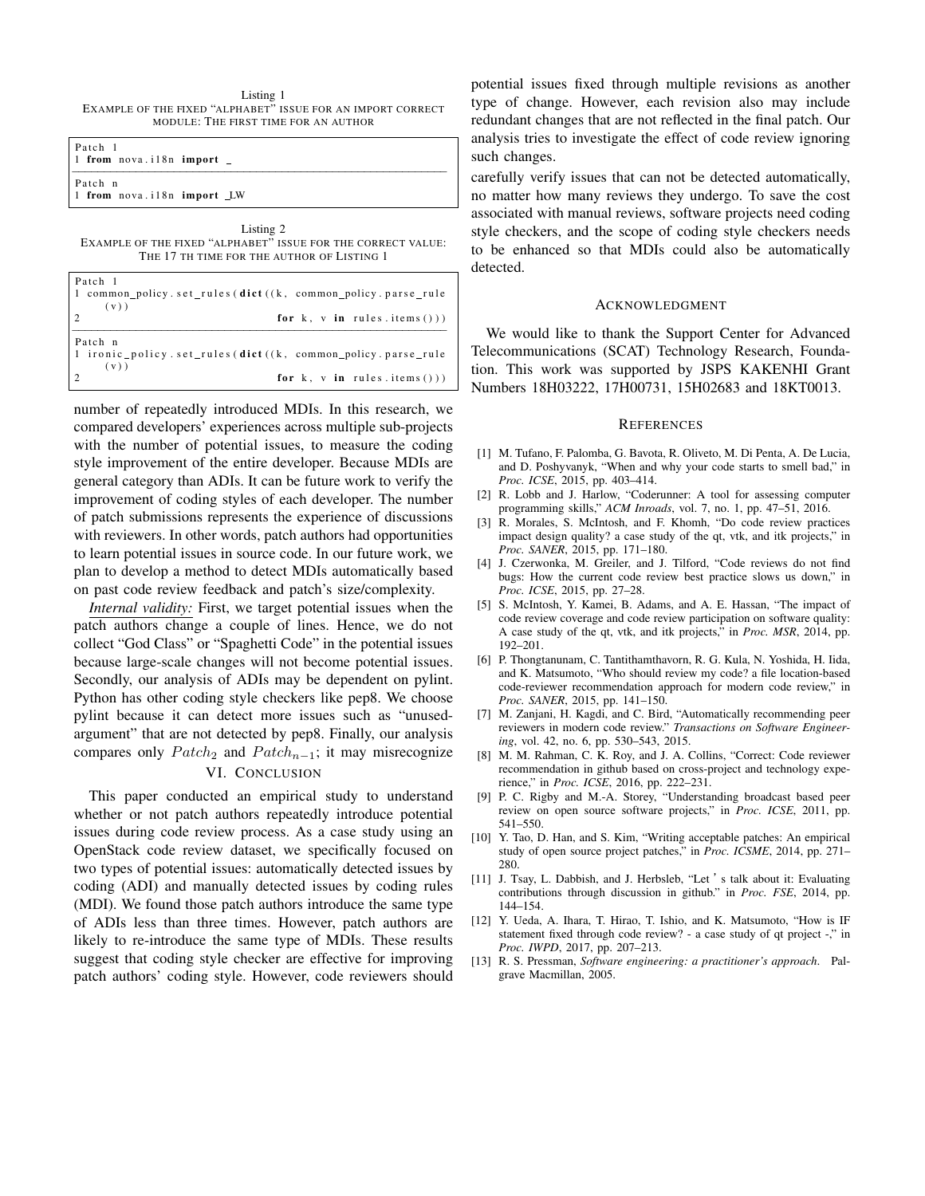Listing 1
EXAMPLE OF THE FIXED "ALPHABET" ISSUE FOR AN IMPORT CORRECT MODULE: THE FIRST TIME FOR AN AUTHOR

```
Patch 1
1 from nova.i18n import _
```

```
Patch n
1 from nova.i18n import _LW
```

Listing 2
EXAMPLE OF THE FIXED "ALPHABET" ISSUE FOR THE CORRECT VALUE: THE 17 TH TIME FOR THE AUTHOR OF LISTING 1

```
Patch 1
1 common_policy.set_rules(dict((k, common_policy.parse_rule
    (v))
2                                   for k, v in rules.items()))
```

```
Patch n
1 ironic_policy.set_rules(dict((k, common_policy.parse_rule
    (v))
2                                   for k, v in rules.items()))
```

number of repeatedly introduced MDIs. In this research, we compared developers' experiences across multiple sub-projects with the number of potential issues, to measure the coding style improvement of the entire developer. Because MDIs are general category than ADIs. It can be future work to verify the improvement of coding styles of each developer. The number of patch submissions represents the experience of discussions with reviewers. In other words, patch authors had opportunities to learn potential issues in source code. In our future work, we plan to develop a method to detect MDIs automatically based on past code review feedback and patch's size/complexity.

*Internal validity:* First, we target potential issues when the patch authors change a couple of lines. Hence, we do not collect "God Class" or "Spaghetti Code" in the potential issues because large-scale changes will not become potential issues. Secondly, our analysis of ADIs may be dependent on pylint. Python has other coding style checkers like pep8. We choose pylint because it can detect more issues such as "unused-argument" that are not detected by pep8. Finally, our analysis compares only $Patch_2$ and $Patch_{n-1}$; it may misrecognize potential issues fixed through multiple revisions as another type of change. However, each revision also may include redundant changes that are not reflected in the final patch. Our analysis tries to investigate the effect of code review ignoring such changes.

## VI. CONCLUSION

This paper conducted an empirical study to understand whether or not patch authors repeatedly introduce potential issues during code review process. As a case study using an OpenStack code review dataset, we specifically focused on two types of potential issues: automatically detected issues by coding (ADI) and manually detected issues by coding rules (MDI). We found those patch authors introduce the same type of ADIs less than three times. However, patch authors are likely to re-introduce the same type of MDIs. These results suggest that coding style checker are effective for improving patch authors' coding style. However, code reviewers should carefully verify issues that can not be detected automatically, no matter how many reviews they undergo. To save the cost associated with manual reviews, software projects need coding style checkers, and the scope of coding style checkers needs to be enhanced so that MDIs could also be automatically detected.

## ACKNOWLEDGMENT

We would like to thank the Support Center for Advanced Telecommunications (SCAT) Technology Research, Foundation. This work was supported by JSPS KAKENHI Grant Numbers 18H03222, 17H00731, 15H02683 and 18KT0013.

## REFERENCES

[1] M. Tufano, F. Palomba, G. Bavota, R. Oliveto, M. Di Penta, A. De Lucia, and D. Poshyvanyk, "When and why your code starts to smell bad," in *Proc. ICSE*, 2015, pp. 403–414.

[2] R. Lobb and J. Harlow, "Coderunner: A tool for assessing computer programming skills," *ACM Inroads*, vol. 7, no. 1, pp. 47–51, 2016.

[3] R. Morales, S. McIntosh, and F. Khomh, "Do code review practices impact design quality? a case study of the qt, vtk, and itk projects," in *Proc. SANER*, 2015, pp. 171–180.

[4] J. Czerwonka, M. Greiler, and J. Tilford, "Code reviews do not find bugs: How the current code review best practice slows us down," in *Proc. ICSE*, 2015, pp. 27–28.

[5] S. McIntosh, Y. Kamei, B. Adams, and A. E. Hassan, "The impact of code review coverage and code review participation on software quality: A case study of the qt, vtk, and itk projects," in *Proc. MSR*, 2014, pp. 192–201.

[6] P. Thongtanunam, C. Tantithamthavorn, R. G. Kula, N. Yoshida, H. Iida, and K. Matsumoto, "Who should review my code? a file location-based code-reviewer recommendation approach for modern code review," in *Proc. SANER*, 2015, pp. 141–150.

[7] M. Zanjani, H. Kagdi, and C. Bird, "Automatically recommending peer reviewers in modern code review." *Transactions on Software Engineering*, vol. 42, no. 6, pp. 530–543, 2015.

[8] M. M. Rahman, C. K. Roy, and J. A. Collins, "Correct: Code reviewer recommendation in github based on cross-project and technology experience," in *Proc. ICSE*, 2016, pp. 222–231.

[9] P. C. Rigby and M.-A. Storey, "Understanding broadcast based peer review on open source software projects," in *Proc. ICSE*, 2011, pp. 541–550.

[10] Y. Tao, D. Han, and S. Kim, "Writing acceptable patches: An empirical study of open source project patches," in *Proc. ICSME*, 2014, pp. 271–280.

[11] J. Tsay, L. Dabbish, and J. Herbsleb, "Let ' s talk about it: Evaluating contributions through discussion in github." in *Proc. FSE*, 2014, pp. 144–154.

[12] Y. Ueda, A. Ihara, T. Hirao, T. Ishio, and K. Matsumoto, "How is IF statement fixed through code review? - a case study of qt project -," in *Proc. IWPD*, 2017, pp. 207–213.

[13] R. S. Pressman, *Software engineering: a practitioner's approach*. Palgrave Macmillan, 2005.